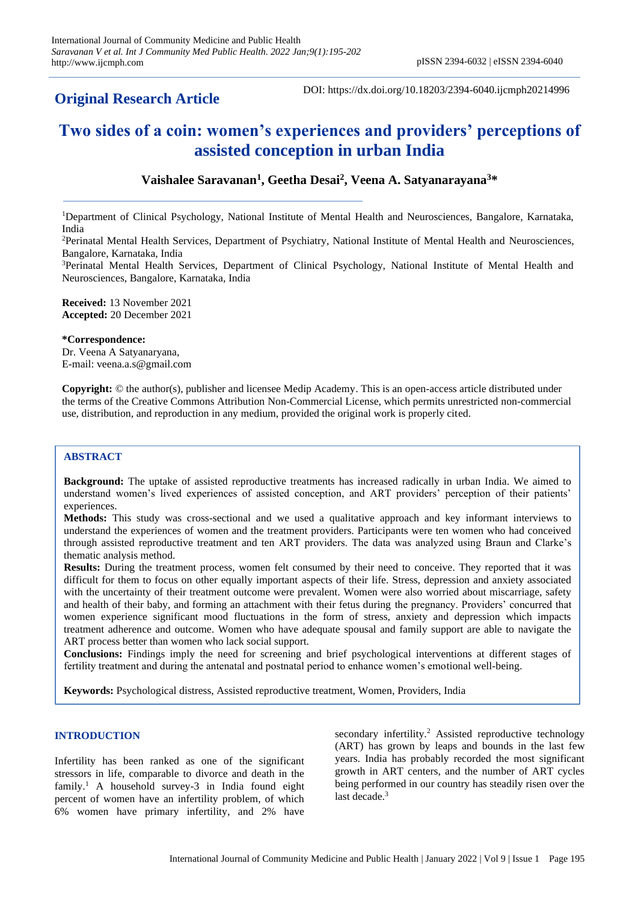## Original Research Article

DOI: https://dx.doi.org/10.18203/2394-6040.ijcmph20214996

# Two sides of a coin: women's experiences and providers' perceptions of assisted conception in urban India

**Vaishalee Saravanan[1], Geetha Desai[2], Veena A. Satyanarayana[3]***

[1]Department of Clinical Psychology, National Institute of Mental Health and Neurosciences, Bangalore, Karnataka, India

[2]Perinatal Mental Health Services, Department of Psychiatry, National Institute of Mental Health and Neurosciences, Bangalore, Karnataka, India

[3]Perinatal Mental Health Services, Department of Clinical Psychology, National Institute of Mental Health and Neurosciences, Bangalore, Karnataka, India

**Received:** 13 November 2021
**Accepted:** 20 December 2021

***Correspondence:**
Dr. Veena A Satyanaryana,
E-mail: veena.a.s@gmail.com

**Copyright:** © the author(s), publisher and licensee Medip Academy. This is an open-access article distributed under the terms of the Creative Commons Attribution Non-Commercial License, which permits unrestricted non-commercial use, distribution, and reproduction in any medium, provided the original work is properly cited.

## ABSTRACT

**Background:** The uptake of assisted reproductive treatments has increased radically in urban India. We aimed to understand women's lived experiences of assisted conception, and ART providers' perception of their patients' experiences.

**Methods:** This study was cross-sectional and we used a qualitative approach and key informant interviews to understand the experiences of women and the treatment providers. Participants were ten women who had conceived through assisted reproductive treatment and ten ART providers. The data was analyzed using Braun and Clarke's thematic analysis method.

**Results:** During the treatment process, women felt consumed by their need to conceive. They reported that it was difficult for them to focus on other equally important aspects of their life. Stress, depression and anxiety associated with the uncertainty of their treatment outcome were prevalent. Women were also worried about miscarriage, safety and health of their baby, and forming an attachment with their fetus during the pregnancy. Providers' concurred that women experience significant mood fluctuations in the form of stress, anxiety and depression which impacts treatment adherence and outcome. Women who have adequate spousal and family support are able to navigate the ART process better than women who lack social support.

**Conclusions:** Findings imply the need for screening and brief psychological interventions at different stages of fertility treatment and during the antenatal and postnatal period to enhance women's emotional well-being.

**Keywords:** Psychological distress, Assisted reproductive treatment, Women, Providers, India

## INTRODUCTION

Infertility has been ranked as one of the significant stressors in life, comparable to divorce and death in the family.[1] A household survey-3 in India found eight percent of women have an infertility problem, of which 6% women have primary infertility, and 2% have secondary infertility.[2] Assisted reproductive technology (ART) has grown by leaps and bounds in the last few years. India has probably recorded the most significant growth in ART centers, and the number of ART cycles being performed in our country has steadily risen over the last decade.[3]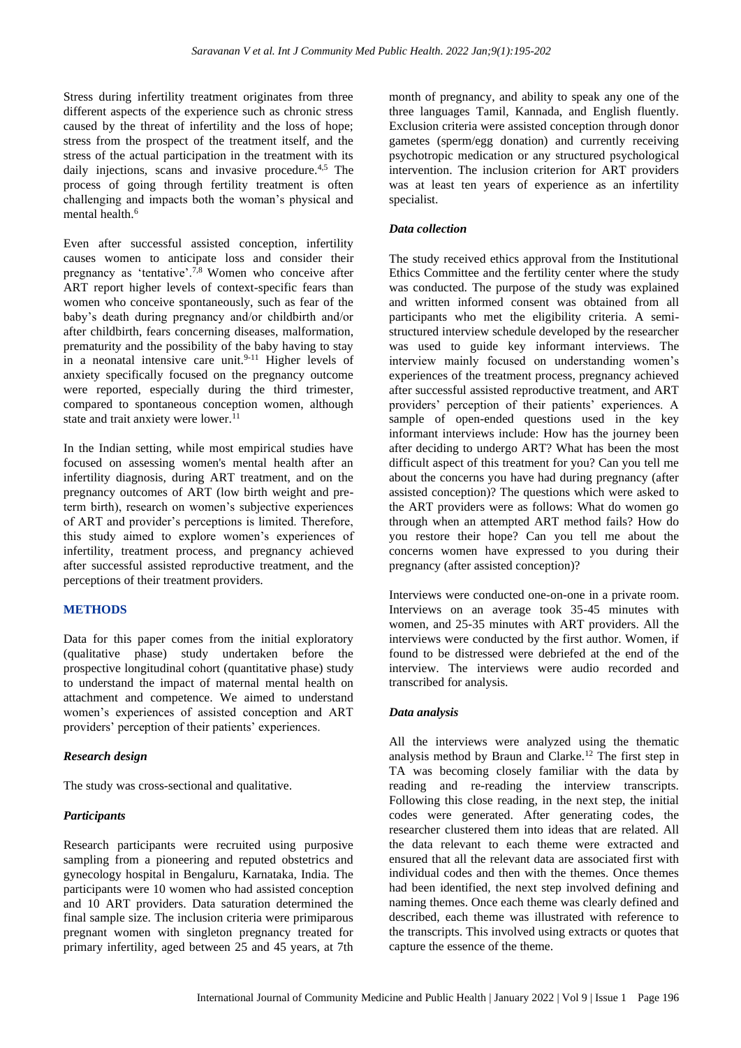Stress during infertility treatment originates from three different aspects of the experience such as chronic stress caused by the threat of infertility and the loss of hope; stress from the prospect of the treatment itself, and the stress of the actual participation in the treatment with its daily injections, scans and invasive procedure.[4,5] The process of going through fertility treatment is often challenging and impacts both the woman's physical and mental health.[6]

Even after successful assisted conception, infertility causes women to anticipate loss and consider their pregnancy as 'tentative'.[7,8] Women who conceive after ART report higher levels of context-specific fears than women who conceive spontaneously, such as fear of the baby's death during pregnancy and/or childbirth and/or after childbirth, fears concerning diseases, malformation, prematurity and the possibility of the baby having to stay in a neonatal intensive care unit.[9-11] Higher levels of anxiety specifically focused on the pregnancy outcome were reported, especially during the third trimester, compared to spontaneous conception women, although state and trait anxiety were lower.[11]

In the Indian setting, while most empirical studies have focused on assessing women's mental health after an infertility diagnosis, during ART treatment, and on the pregnancy outcomes of ART (low birth weight and pre-term birth), research on women's subjective experiences of ART and provider's perceptions is limited. Therefore, this study aimed to explore women's experiences of infertility, treatment process, and pregnancy achieved after successful assisted reproductive treatment, and the perceptions of their treatment providers.

## METHODS

Data for this paper comes from the initial exploratory (qualitative phase) study undertaken before the prospective longitudinal cohort (quantitative phase) study to understand the impact of maternal mental health on attachment and competence. We aimed to understand women's experiences of assisted conception and ART providers' perception of their patients' experiences.

### *Research design*

The study was cross-sectional and qualitative.

### *Participants*

Research participants were recruited using purposive sampling from a pioneering and reputed obstetrics and gynecology hospital in Bengaluru, Karnataka, India. The participants were 10 women who had assisted conception and 10 ART providers. Data saturation determined the final sample size. The inclusion criteria were primiparous pregnant women with singleton pregnancy treated for primary infertility, aged between 25 and 45 years, at 7th month of pregnancy, and ability to speak any one of the three languages Tamil, Kannada, and English fluently. Exclusion criteria were assisted conception through donor gametes (sperm/egg donation) and currently receiving psychotropic medication or any structured psychological intervention. The inclusion criterion for ART providers was at least ten years of experience as an infertility specialist.

### *Data collection*

The study received ethics approval from the Institutional Ethics Committee and the fertility center where the study was conducted. The purpose of the study was explained and written informed consent was obtained from all participants who met the eligibility criteria. A semi-structured interview schedule developed by the researcher was used to guide key informant interviews. The interview mainly focused on understanding women's experiences of the treatment process, pregnancy achieved after successful assisted reproductive treatment, and ART providers' perception of their patients' experiences. A sample of open-ended questions used in the key informant interviews include: How has the journey been after deciding to undergo ART? What has been the most difficult aspect of this treatment for you? Can you tell me about the concerns you have had during pregnancy (after assisted conception)? The questions which were asked to the ART providers were as follows: What do women go through when an attempted ART method fails? How do you restore their hope? Can you tell me about the concerns women have expressed to you during their pregnancy (after assisted conception)?

Interviews were conducted one-on-one in a private room. Interviews on an average took 35-45 minutes with women, and 25-35 minutes with ART providers. All the interviews were conducted by the first author. Women, if found to be distressed were debriefed at the end of the interview. The interviews were audio recorded and transcribed for analysis.

### *Data analysis*

All the interviews were analyzed using the thematic analysis method by Braun and Clarke.[12] The first step in TA was becoming closely familiar with the data by reading and re-reading the interview transcripts. Following this close reading, in the next step, the initial codes were generated. After generating codes, the researcher clustered them into ideas that are related. All the data relevant to each theme were extracted and ensured that all the relevant data are associated first with individual codes and then with the themes. Once themes had been identified, the next step involved defining and naming themes. Once each theme was clearly defined and described, each theme was illustrated with reference to the transcripts. This involved using extracts or quotes that capture the essence of the theme.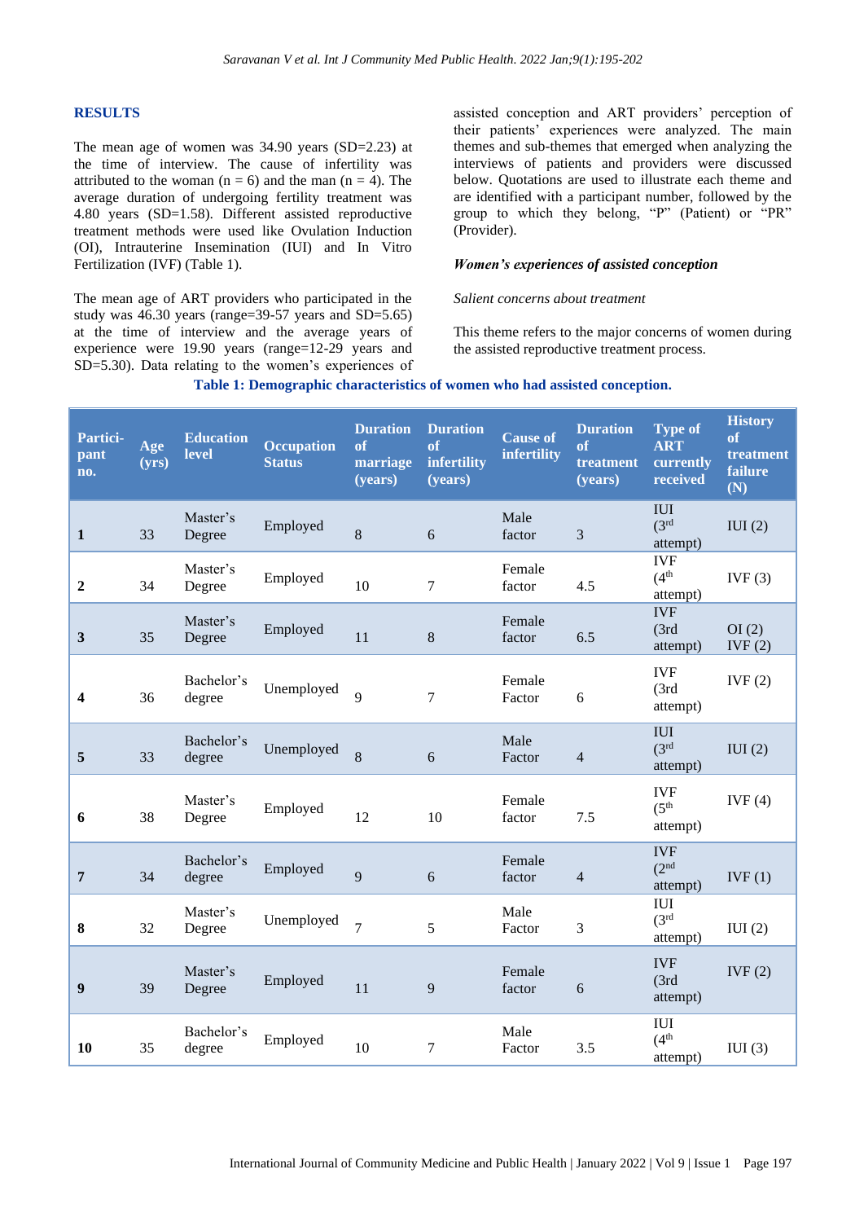## RESULTS

The mean age of women was 34.90 years (SD=2.23) at the time of interview. The cause of infertility was attributed to the woman (n = 6) and the man (n = 4). The average duration of undergoing fertility treatment was 4.80 years (SD=1.58). Different assisted reproductive treatment methods were used like Ovulation Induction (OI), Intrauterine Insemination (IUI) and In Vitro Fertilization (IVF) (Table 1).

The mean age of ART providers who participated in the study was 46.30 years (range=39-57 years and SD=5.65) at the time of interview and the average years of experience were 19.90 years (range=12-29 years and SD=5.30). Data relating to the women's experiences of assisted conception and ART providers' perception of their patients' experiences were analyzed. The main themes and sub-themes that emerged when analyzing the interviews of patients and providers were discussed below. Quotations are used to illustrate each theme and are identified with a participant number, followed by the group to which they belong, "P" (Patient) or "PR" (Provider).

### *Women's experiences of assisted conception*

*Salient concerns about treatment*

This theme refers to the major concerns of women during the assisted reproductive treatment process.

**Table 1: Demographic characteristics of women who had assisted conception.**

| Participant no. | Age (yrs) | Education level | Occupation Status | Duration of marriage (years) | Duration of infertility (years) | Cause of infertility | Duration of treatment (years) | Type of ART currently received | History of treatment failure (N) |
|---|---|---|---|---|---|---|---|---|---|
| **1** | 33 | Master's Degree | Employed | 8 | 6 | Male factor | 3 | IUI (3rd attempt) | IUI (2) |
| **2** | 34 | Master's Degree | Employed | 10 | 7 | Female factor | 4.5 | IVF (4th attempt) | IVF (3) |
| **3** | 35 | Master's Degree | Employed | 11 | 8 | Female factor | 6.5 | IVF (3rd attempt) | OI (2) IVF (2) |
| **4** | 36 | Bachelor's degree | Unemployed | 9 | 7 | Female Factor | 6 | IVF (3rd attempt) | IVF (2) |
| **5** | 33 | Bachelor's degree | Unemployed | 8 | 6 | Male Factor | 4 | IUI (3rd attempt) | IUI (2) |
| **6** | 38 | Master's Degree | Employed | 12 | 10 | Female factor | 7.5 | IVF (5th attempt) | IVF (4) |
| **7** | 34 | Bachelor's degree | Employed | 9 | 6 | Female factor | 4 | IVF (2nd attempt) | IVF (1) |
| **8** | 32 | Master's Degree | Unemployed | 7 | 5 | Male Factor | 3 | IUI (3rd attempt) | IUI (2) |
| **9** | 39 | Master's Degree | Employed | 11 | 9 | Female factor | 6 | IVF (3rd attempt) | IVF (2) |
| **10** | 35 | Bachelor's degree | Employed | 10 | 7 | Male Factor | 3.5 | IUI (4th attempt) | IUI (3) |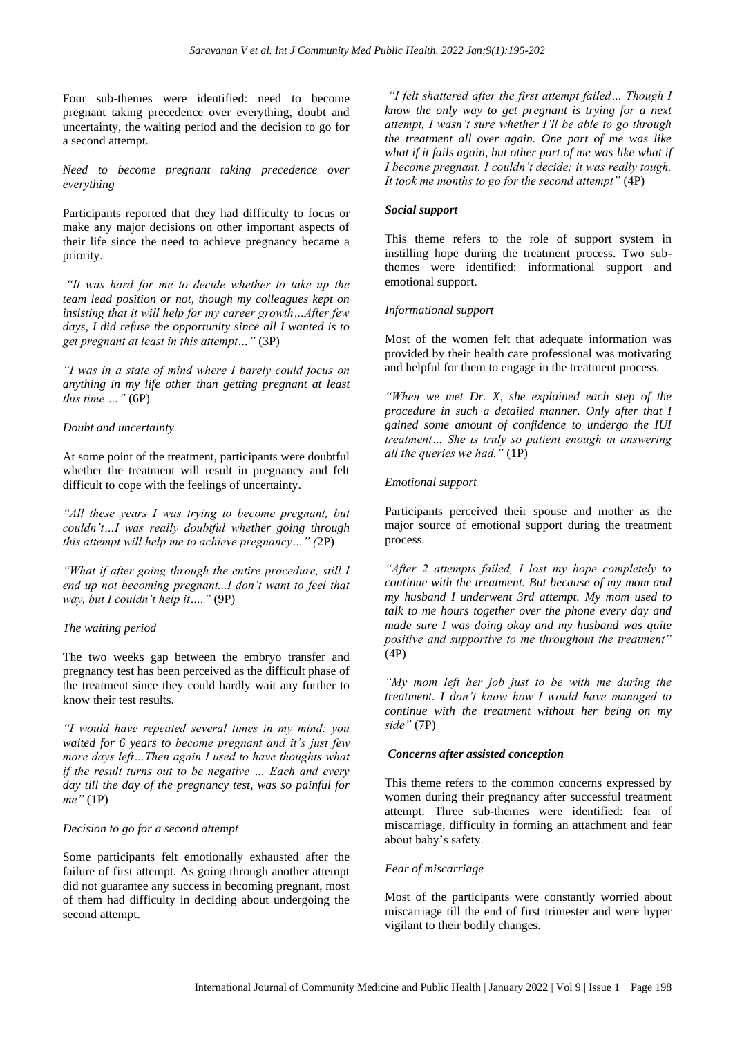Four sub-themes were identified: need to become pregnant taking precedence over everything, doubt and uncertainty, the waiting period and the decision to go for a second attempt.

*Need to become pregnant taking precedence over everything*

Participants reported that they had difficulty to focus or make any major decisions on other important aspects of their life since the need to achieve pregnancy became a priority.

*"It was hard for me to decide whether to take up the team lead position or not, though my colleagues kept on insisting that it will help for my career growth…After few days, I did refuse the opportunity since all I wanted is to get pregnant at least in this attempt…"* (3P)

*"I was in a state of mind where I barely could focus on anything in my life other than getting pregnant at least this time …"* (6P)

*Doubt and uncertainty*

At some point of the treatment, participants were doubtful whether the treatment will result in pregnancy and felt difficult to cope with the feelings of uncertainty.

*"All these years I was trying to become pregnant, but couldn't…I was really doubtful whether going through this attempt will help me to achieve pregnancy…"* (2P)

*"What if after going through the entire procedure, still I end up not becoming pregnant...I don't want to feel that way, but I couldn't help it…."* (9P)

*The waiting period*

The two weeks gap between the embryo transfer and pregnancy test has been perceived as the difficult phase of the treatment since they could hardly wait any further to know their test results.

*"I would have repeated several times in my mind: you waited for 6 years to become pregnant and it's just few more days left…Then again I used to have thoughts what if the result turns out to be negative … Each and every day till the day of the pregnancy test, was so painful for me"* (1P)

*Decision to go for a second attempt*

Some participants felt emotionally exhausted after the failure of first attempt. As going through another attempt did not guarantee any success in becoming pregnant, most of them had difficulty in deciding about undergoing the second attempt.

*"I felt shattered after the first attempt failed… Though I know the only way to get pregnant is trying for a next attempt, I wasn't sure whether I'll be able to go through the treatment all over again. One part of me was like what if it fails again, but other part of me was like what if I become pregnant. I couldn't decide; it was really tough. It took me months to go for the second attempt"* (4P)

***Social support***

This theme refers to the role of support system in instilling hope during the treatment process. Two sub-themes were identified: informational support and emotional support.

*Informational support*

Most of the women felt that adequate information was provided by their health care professional was motivating and helpful for them to engage in the treatment process.

*"When we met Dr. X, she explained each step of the procedure in such a detailed manner. Only after that I gained some amount of confidence to undergo the IUI treatment… She is truly so patient enough in answering all the queries we had."* (1P)

*Emotional support*

Participants perceived their spouse and mother as the major source of emotional support during the treatment process.

*"After 2 attempts failed, I lost my hope completely to continue with the treatment. But because of my mom and my husband I underwent 3rd attempt. My mom used to talk to me hours together over the phone every day and made sure I was doing okay and my husband was quite positive and supportive to me throughout the treatment"* (4P)

*"My mom left her job just to be with me during the treatment. I don't know how I would have managed to continue with the treatment without her being on my side"* (7P)

***Concerns after assisted conception***

This theme refers to the common concerns expressed by women during their pregnancy after successful treatment attempt. Three sub-themes were identified: fear of miscarriage, difficulty in forming an attachment and fear about baby's safety.

*Fear of miscarriage*

Most of the participants were constantly worried about miscarriage till the end of first trimester and were hyper vigilant to their bodily changes.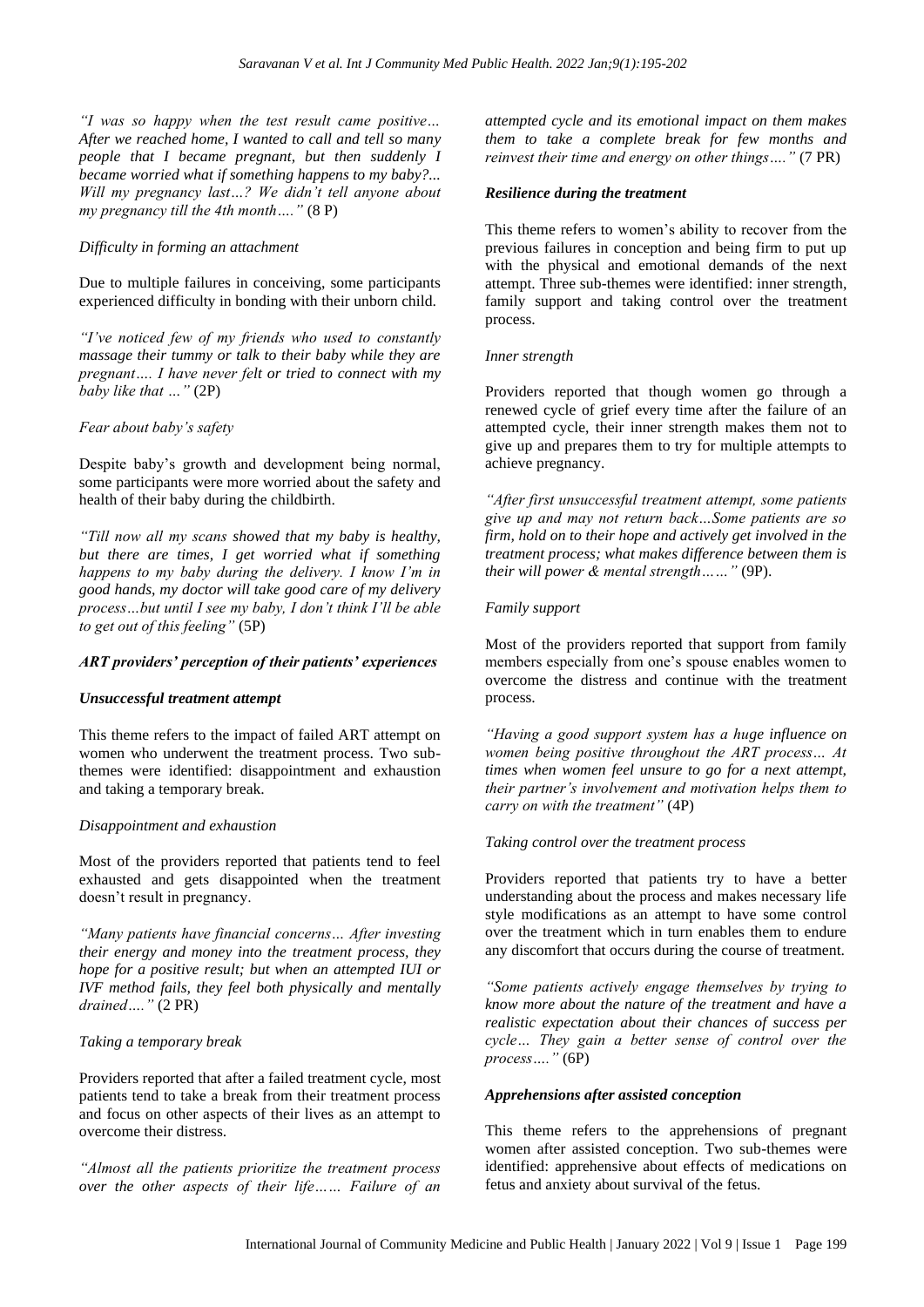*"I was so happy when the test result came positive… After we reached home, I wanted to call and tell so many people that I became pregnant, but then suddenly I became worried what if something happens to my baby?... Will my pregnancy last…? We didn't tell anyone about my pregnancy till the 4th month…."* (8 P)

*Difficulty in forming an attachment*

Due to multiple failures in conceiving, some participants experienced difficulty in bonding with their unborn child.

*"I've noticed few of my friends who used to constantly massage their tummy or talk to their baby while they are pregnant…. I have never felt or tried to connect with my baby like that …"* (2P)

*Fear about baby's safety*

Despite baby's growth and development being normal, some participants were more worried about the safety and health of their baby during the childbirth.

*"Till now all my scans showed that my baby is healthy, but there are times, I get worried what if something happens to my baby during the delivery. I know I'm in good hands, my doctor will take good care of my delivery process…but until I see my baby, I don't think I'll be able to get out of this feeling"* (5P)

***ART providers' perception of their patients' experiences***

***Unsuccessful treatment attempt***

This theme refers to the impact of failed ART attempt on women who underwent the treatment process. Two sub-themes were identified: disappointment and exhaustion and taking a temporary break.

*Disappointment and exhaustion*

Most of the providers reported that patients tend to feel exhausted and gets disappointed when the treatment doesn't result in pregnancy.

*"Many patients have financial concerns… After investing their energy and money into the treatment process, they hope for a positive result; but when an attempted IUI or IVF method fails, they feel both physically and mentally drained…."* (2 PR)

*Taking a temporary break*

Providers reported that after a failed treatment cycle, most patients tend to take a break from their treatment process and focus on other aspects of their lives as an attempt to overcome their distress.

*"Almost all the patients prioritize the treatment process over the other aspects of their life…… Failure of an attempted cycle and its emotional impact on them makes them to take a complete break for few months and reinvest their time and energy on other things…."* (7 PR)

***Resilience during the treatment***

This theme refers to women's ability to recover from the previous failures in conception and being firm to put up with the physical and emotional demands of the next attempt. Three sub-themes were identified: inner strength, family support and taking control over the treatment process.

*Inner strength*

Providers reported that though women go through a renewed cycle of grief every time after the failure of an attempted cycle, their inner strength makes them not to give up and prepares them to try for multiple attempts to achieve pregnancy.

*"After first unsuccessful treatment attempt, some patients give up and may not return back…Some patients are so firm, hold on to their hope and actively get involved in the treatment process; what makes difference between them is their will power & mental strength……"* (9P).

*Family support*

Most of the providers reported that support from family members especially from one's spouse enables women to overcome the distress and continue with the treatment process.

*"Having a good support system has a huge influence on women being positive throughout the ART process… At times when women feel unsure to go for a next attempt, their partner's involvement and motivation helps them to carry on with the treatment"* (4P)

*Taking control over the treatment process*

Providers reported that patients try to have a better understanding about the process and makes necessary life style modifications as an attempt to have some control over the treatment which in turn enables them to endure any discomfort that occurs during the course of treatment.

*"Some patients actively engage themselves by trying to know more about the nature of the treatment and have a realistic expectation about their chances of success per cycle… They gain a better sense of control over the process…."* (6P)

***Apprehensions after assisted conception***

This theme refers to the apprehensions of pregnant women after assisted conception. Two sub-themes were identified: apprehensive about effects of medications on fetus and anxiety about survival of the fetus.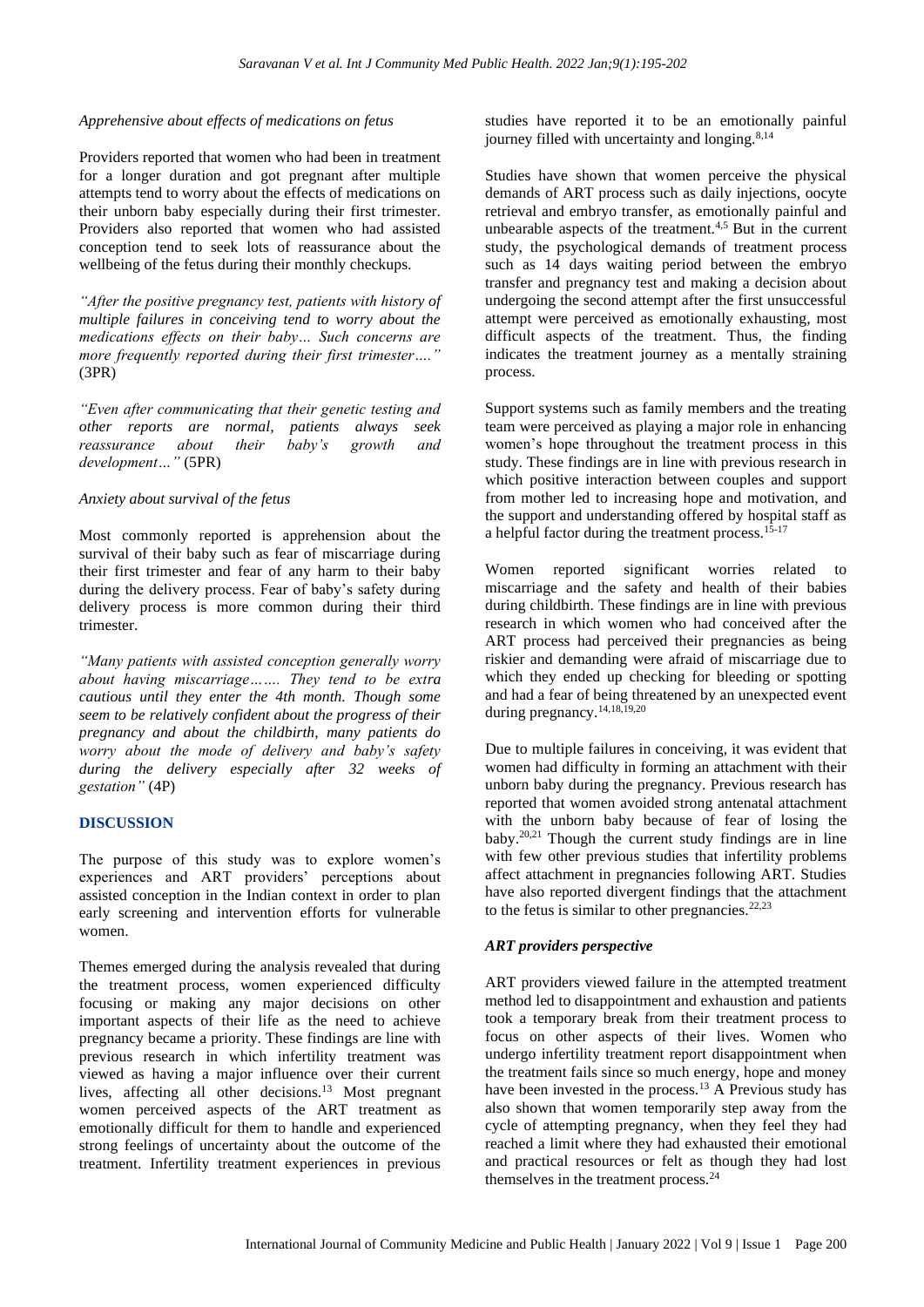*Apprehensive about effects of medications on fetus*

Providers reported that women who had been in treatment for a longer duration and got pregnant after multiple attempts tend to worry about the effects of medications on their unborn baby especially during their first trimester. Providers also reported that women who had assisted conception tend to seek lots of reassurance about the wellbeing of the fetus during their monthly checkups.

*"After the positive pregnancy test, patients with history of multiple failures in conceiving tend to worry about the medications effects on their baby… Such concerns are more frequently reported during their first trimester…."* (3PR)

*"Even after communicating that their genetic testing and other reports are normal, patients always seek reassurance about their baby's growth and development…"* (5PR)

*Anxiety about survival of the fetus*

Most commonly reported is apprehension about the survival of their baby such as fear of miscarriage during their first trimester and fear of any harm to their baby during the delivery process. Fear of baby's safety during delivery process is more common during their third trimester.

*"Many patients with assisted conception generally worry about having miscarriage……. They tend to be extra cautious until they enter the 4th month. Though some seem to be relatively confident about the progress of their pregnancy and about the childbirth, many patients do worry about the mode of delivery and baby's safety during the delivery especially after 32 weeks of gestation"* (4P)

## DISCUSSION

The purpose of this study was to explore women's experiences and ART providers' perceptions about assisted conception in the Indian context in order to plan early screening and intervention efforts for vulnerable women.

Themes emerged during the analysis revealed that during the treatment process, women experienced difficulty focusing or making any major decisions on other important aspects of their life as the need to achieve pregnancy became a priority. These findings are line with previous research in which infertility treatment was viewed as having a major influence over their current lives, affecting all other decisions.[13] Most pregnant women perceived aspects of the ART treatment as emotionally difficult for them to handle and experienced strong feelings of uncertainty about the outcome of the treatment. Infertility treatment experiences in previous studies have reported it to be an emotionally painful journey filled with uncertainty and longing.[8,14]

Studies have shown that women perceive the physical demands of ART process such as daily injections, oocyte retrieval and embryo transfer, as emotionally painful and unbearable aspects of the treatment.[4,5] But in the current study, the psychological demands of treatment process such as 14 days waiting period between the embryo transfer and pregnancy test and making a decision about undergoing the second attempt after the first unsuccessful attempt were perceived as emotionally exhausting, most difficult aspects of the treatment. Thus, the finding indicates the treatment journey as a mentally straining process.

Support systems such as family members and the treating team were perceived as playing a major role in enhancing women's hope throughout the treatment process in this study. These findings are in line with previous research in which positive interaction between couples and support from mother led to increasing hope and motivation, and the support and understanding offered by hospital staff as a helpful factor during the treatment process.[15-17]

Women reported significant worries related to miscarriage and the safety and health of their babies during childbirth. These findings are in line with previous research in which women who had conceived after the ART process had perceived their pregnancies as being riskier and demanding were afraid of miscarriage due to which they ended up checking for bleeding or spotting and had a fear of being threatened by an unexpected event during pregnancy.[14,18,19,20]

Due to multiple failures in conceiving, it was evident that women had difficulty in forming an attachment with their unborn baby during the pregnancy. Previous research has reported that women avoided strong antenatal attachment with the unborn baby because of fear of losing the baby.[20,21] Though the current study findings are in line with few other previous studies that infertility problems affect attachment in pregnancies following ART. Studies have also reported divergent findings that the attachment to the fetus is similar to other pregnancies.[22,23]

### *ART providers perspective*

ART providers viewed failure in the attempted treatment method led to disappointment and exhaustion and patients took a temporary break from their treatment process to focus on other aspects of their lives. Women who undergo infertility treatment report disappointment when the treatment fails since so much energy, hope and money have been invested in the process.[13] A Previous study has also shown that women temporarily step away from the cycle of attempting pregnancy, when they feel they had reached a limit where they had exhausted their emotional and practical resources or felt as though they had lost themselves in the treatment process.[24]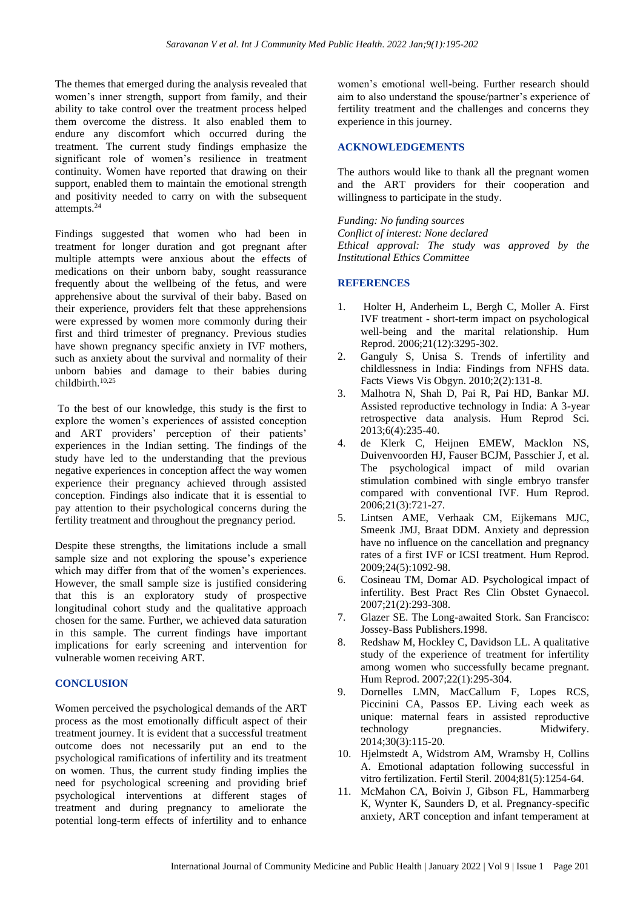The themes that emerged during the analysis revealed that women's inner strength, support from family, and their ability to take control over the treatment process helped them overcome the distress. It also enabled them to endure any discomfort which occurred during the treatment. The current study findings emphasize the significant role of women's resilience in treatment continuity. Women have reported that drawing on their support, enabled them to maintain the emotional strength and positivity needed to carry on with the subsequent attempts.[24]

Findings suggested that women who had been in treatment for longer duration and got pregnant after multiple attempts were anxious about the effects of medications on their unborn baby, sought reassurance frequently about the wellbeing of the fetus, and were apprehensive about the survival of their baby. Based on their experience, providers felt that these apprehensions were expressed by women more commonly during their first and third trimester of pregnancy. Previous studies have shown pregnancy specific anxiety in IVF mothers, such as anxiety about the survival and normality of their unborn babies and damage to their babies during childbirth.[10,25]

To the best of our knowledge, this study is the first to explore the women's experiences of assisted conception and ART providers' perception of their patients' experiences in the Indian setting. The findings of the study have led to the understanding that the previous negative experiences in conception affect the way women experience their pregnancy achieved through assisted conception. Findings also indicate that it is essential to pay attention to their psychological concerns during the fertility treatment and throughout the pregnancy period.

Despite these strengths, the limitations include a small sample size and not exploring the spouse's experience which may differ from that of the women's experiences. However, the small sample size is justified considering that this is an exploratory study of prospective longitudinal cohort study and the qualitative approach chosen for the same. Further, we achieved data saturation in this sample. The current findings have important implications for early screening and intervention for vulnerable women receiving ART.

## CONCLUSION

Women perceived the psychological demands of the ART process as the most emotionally difficult aspect of their treatment journey. It is evident that a successful treatment outcome does not necessarily put an end to the psychological ramifications of infertility and its treatment on women. Thus, the current study finding implies the need for psychological screening and providing brief psychological interventions at different stages of treatment and during pregnancy to ameliorate the potential long-term effects of infertility and to enhance women's emotional well-being. Further research should aim to also understand the spouse/partner's experience of fertility treatment and the challenges and concerns they experience in this journey.

## ACKNOWLEDGEMENTS

The authors would like to thank all the pregnant women and the ART providers for their cooperation and willingness to participate in the study.

*Funding: No funding sources*
*Conflict of interest: None declared*
*Ethical approval: The study was approved by the Institutional Ethics Committee*

## REFERENCES

1. Holter H, Anderheim L, Bergh C, Moller A. First IVF treatment - short-term impact on psychological well-being and the marital relationship. Hum Reprod. 2006;21(12):3295-302.
2. Ganguly S, Unisa S. Trends of infertility and childlessness in India: Findings from NFHS data. Facts Views Vis Obgyn. 2010;2(2):131-8.
3. Malhotra N, Shah D, Pai R, Pai HD, Bankar MJ. Assisted reproductive technology in India: A 3-year retrospective data analysis. Hum Reprod Sci. 2013;6(4):235-40.
4. de Klerk C, Heijnen EMEW, Macklon NS, Duivenvoorden HJ, Fauser BCJM, Passchier J, et al. The psychological impact of mild ovarian stimulation combined with single embryo transfer compared with conventional IVF. Hum Reprod. 2006;21(3):721-27.
5. Lintsen AME, Verhaak CM, Eijkemans MJC, Smeenk JMJ, Braat DDM. Anxiety and depression have no influence on the cancellation and pregnancy rates of a first IVF or ICSI treatment. Hum Reprod. 2009;24(5):1092-98.
6. Cosineau TM, Domar AD. Psychological impact of infertility. Best Pract Res Clin Obstet Gynaecol. 2007;21(2):293-308.
7. Glazer SE. The Long-awaited Stork. San Francisco: Jossey-Bass Publishers.1998.
8. Redshaw M, Hockley C, Davidson LL. A qualitative study of the experience of treatment for infertility among women who successfully became pregnant. Hum Reprod. 2007;22(1):295-304.
9. Dornelles LMN, MacCallum F, Lopes RCS, Piccinini CA, Passos EP. Living each week as unique: maternal fears in assisted reproductive technology pregnancies. Midwifery. 2014;30(3):115-20.
10. Hjelmstedt A, Widstrom AM, Wramsby H, Collins A. Emotional adaptation following successful in vitro fertilization. Fertil Steril. 2004;81(5):1254-64.
11. McMahon CA, Boivin J, Gibson FL, Hammarberg K, Wynter K, Saunders D, et al. Pregnancy-specific anxiety, ART conception and infant temperament at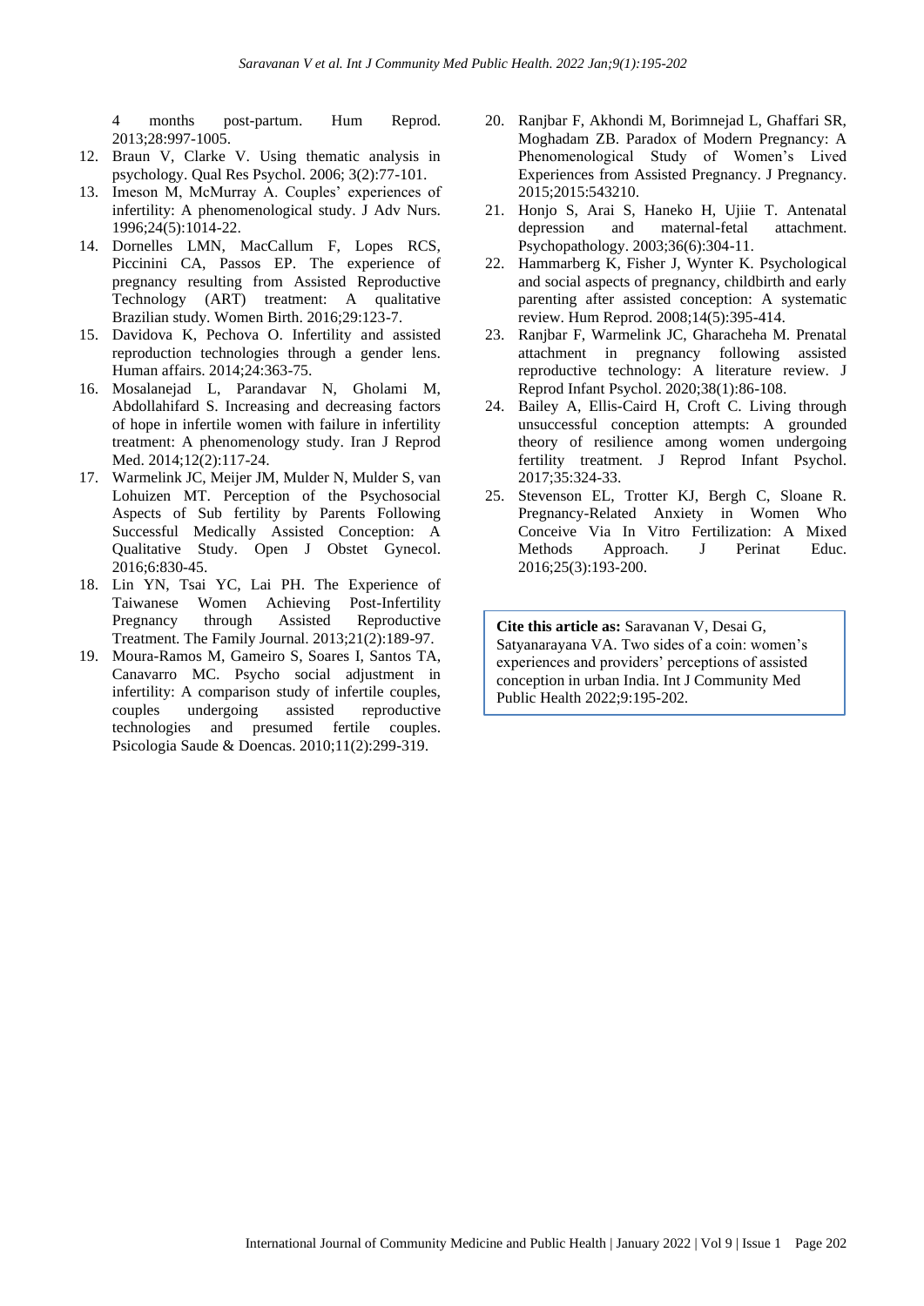4 months post-partum. Hum Reprod. 2013;28:997-1005.

12. Braun V, Clarke V. Using thematic analysis in psychology. Qual Res Psychol. 2006; 3(2):77-101.
13. Imeson M, McMurray A. Couples' experiences of infertility: A phenomenological study. J Adv Nurs. 1996;24(5):1014-22.
14. Dornelles LMN, MacCallum F, Lopes RCS, Piccinini CA, Passos EP. The experience of pregnancy resulting from Assisted Reproductive Technology (ART) treatment: A qualitative Brazilian study. Women Birth. 2016;29:123-7.
15. Davidova K, Pechova O. Infertility and assisted reproduction technologies through a gender lens. Human affairs. 2014;24:363-75.
16. Mosalanejad L, Parandavar N, Gholami M, Abdollahifard S. Increasing and decreasing factors of hope in infertile women with failure in infertility treatment: A phenomenology study. Iran J Reprod Med. 2014;12(2):117-24.
17. Warmelink JC, Meijer JM, Mulder N, Mulder S, van Lohuizen MT. Perception of the Psychosocial Aspects of Sub fertility by Parents Following Successful Medically Assisted Conception: A Qualitative Study. Open J Obstet Gynecol. 2016;6:830-45.
18. Lin YN, Tsai YC, Lai PH. The Experience of Taiwanese Women Achieving Post-Infertility Pregnancy through Assisted Reproductive Treatment. The Family Journal. 2013;21(2):189-97.
19. Moura-Ramos M, Gameiro S, Soares I, Santos TA, Canavarro MC. Psycho social adjustment in infertility: A comparison study of infertile couples, couples undergoing assisted reproductive technologies and presumed fertile couples. Psicologia Saude & Doencas. 2010;11(2):299-319.
20. Ranjbar F, Akhondi M, Borimnejad L, Ghaffari SR, Moghadam ZB. Paradox of Modern Pregnancy: A Phenomenological Study of Women's Lived Experiences from Assisted Pregnancy. J Pregnancy. 2015;2015:543210.
21. Honjo S, Arai S, Haneko H, Ujiie T. Antenatal depression and maternal-fetal attachment. Psychopathology. 2003;36(6):304-11.
22. Hammarberg K, Fisher J, Wynter K. Psychological and social aspects of pregnancy, childbirth and early parenting after assisted conception: A systematic review. Hum Reprod. 2008;14(5):395-414.
23. Ranjbar F, Warmelink JC, Gharacheha M. Prenatal attachment in pregnancy following assisted reproductive technology: A literature review. J Reprod Infant Psychol. 2020;38(1):86-108.
24. Bailey A, Ellis-Caird H, Croft C. Living through unsuccessful conception attempts: A grounded theory of resilience among women undergoing fertility treatment. J Reprod Infant Psychol. 2017;35:324-33.
25. Stevenson EL, Trotter KJ, Bergh C, Sloane R. Pregnancy-Related Anxiety in Women Who Conceive Via In Vitro Fertilization: A Mixed Methods Approach. J Perinat Educ. 2016;25(3):193-200.

**Cite this article as:** Saravanan V, Desai G, Satyanarayana VA. Two sides of a coin: women's experiences and providers' perceptions of assisted conception in urban India. Int J Community Med Public Health 2022;9:195-202.